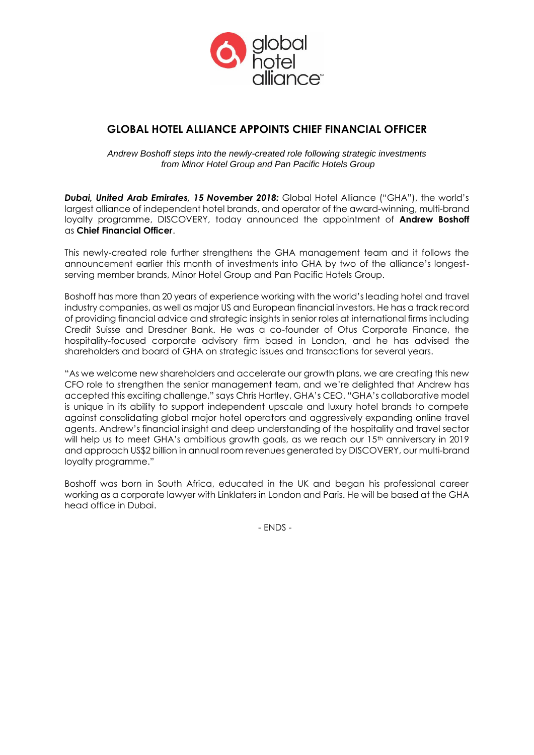# GLOBAL HOTEL ALLIANCE APPOINTS CHIEF FINANCIAL OFFICER

*Andrew Boshoff steps into the newly-created role following strategic investments from Minor Hotel Group and Pan Pacific Hotels Group*

***Dubai, United Arab Emirates, 15 November 2018:*** Global Hotel Alliance ("GHA"), the world's largest alliance of independent hotel brands, and operator of the award-winning, multi-brand loyalty programme, DISCOVERY, today announced the appointment of **Andrew Boshoff** as **Chief Financial Officer**.

This newly-created role further strengthens the GHA management team and it follows the announcement earlier this month of investments into GHA by two of the alliance's longest-serving member brands, Minor Hotel Group and Pan Pacific Hotels Group.

Boshoff has more than 20 years of experience working with the world's leading hotel and travel industry companies, as well as major US and European financial investors. He has a track record of providing financial advice and strategic insights in senior roles at international firms including Credit Suisse and Dresdner Bank. He was a co-founder of Otus Corporate Finance, the hospitality-focused corporate advisory firm based in London, and he has advised the shareholders and board of GHA on strategic issues and transactions for several years.

"As we welcome new shareholders and accelerate our growth plans, we are creating this new CFO role to strengthen the senior management team, and we're delighted that Andrew has accepted this exciting challenge," says Chris Hartley, GHA's CEO. "GHA's collaborative model is unique in its ability to support independent upscale and luxury hotel brands to compete against consolidating global major hotel operators and aggressively expanding online travel agents. Andrew's financial insight and deep understanding of the hospitality and travel sector will help us to meet GHA's ambitious growth goals, as we reach our 15th anniversary in 2019 and approach US$2 billion in annual room revenues generated by DISCOVERY, our multi-brand loyalty programme."

Boshoff was born in South Africa, educated in the UK and began his professional career working as a corporate lawyer with Linklaters in London and Paris. He will be based at the GHA head office in Dubai.

- ENDS -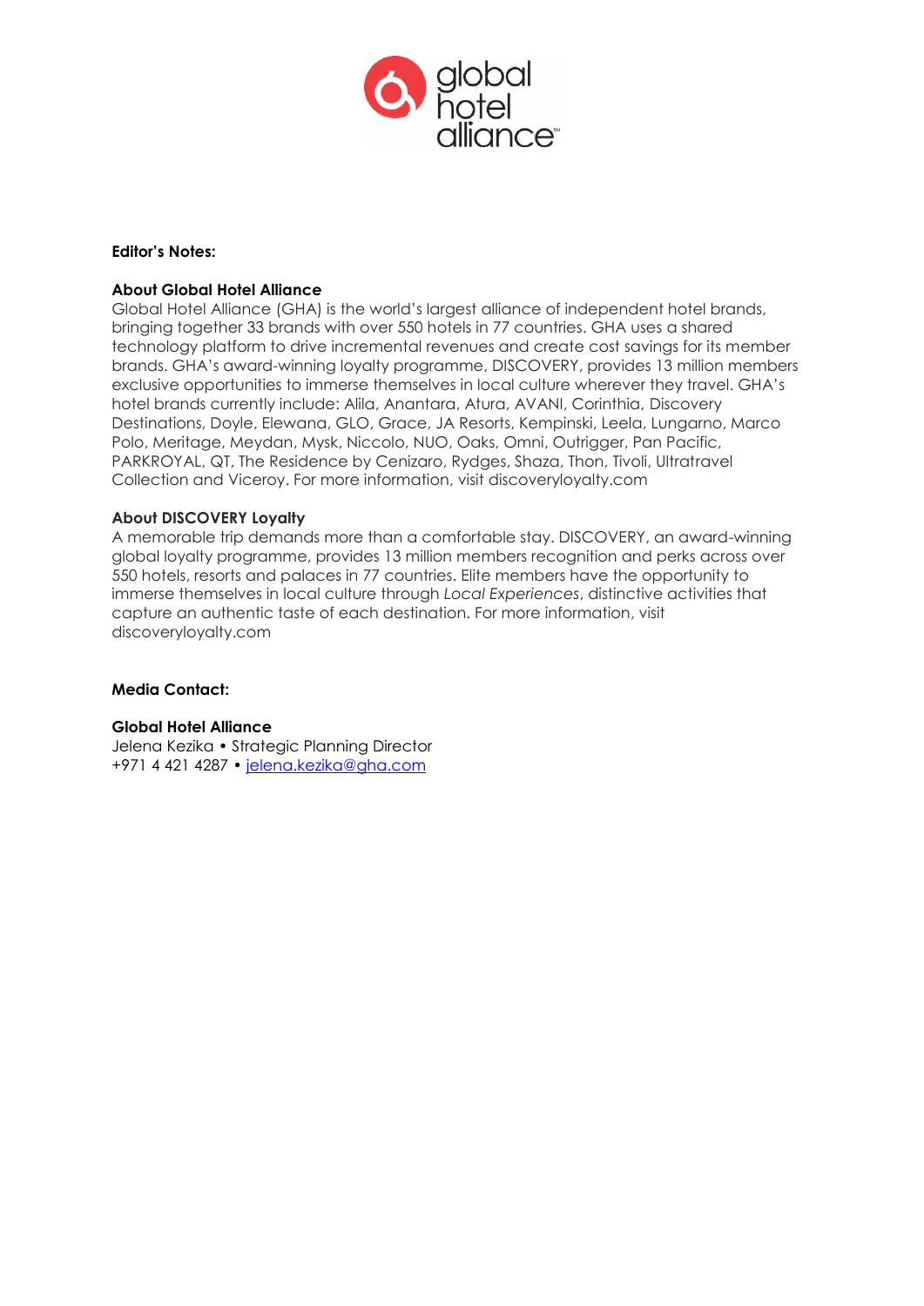**Editor's Notes:**

**About Global Hotel Alliance**
Global Hotel Alliance (GHA) is the world's largest alliance of independent hotel brands, bringing together 33 brands with over 550 hotels in 77 countries. GHA uses a shared technology platform to drive incremental revenues and create cost savings for its member brands. GHA's award-winning loyalty programme, DISCOVERY, provides 13 million members exclusive opportunities to immerse themselves in local culture wherever they travel. GHA's hotel brands currently include: Alila, Anantara, Atura, AVANI, Corinthia, Discovery Destinations, Doyle, Elewana, GLO, Grace, JA Resorts, Kempinski, Leela, Lungarno, Marco Polo, Meritage, Meydan, Mysk, Niccolo, NUO, Oaks, Omni, Outrigger, Pan Pacific, PARKROYAL, QT, The Residence by Cenizaro, Rydges, Shaza, Thon, Tivoli, Ultratravel Collection and Viceroy. For more information, visit discoveryloyalty.com

**About DISCOVERY Loyalty**
A memorable trip demands more than a comfortable stay. DISCOVERY, an award-winning global loyalty programme, provides 13 million members recognition and perks across over 550 hotels, resorts and palaces in 77 countries. Elite members have the opportunity to immerse themselves in local culture through *Local Experiences*, distinctive activities that capture an authentic taste of each destination. For more information, visit discoveryloyalty.com

**Media Contact:**

**Global Hotel Alliance**
Jelena Kezika • Strategic Planning Director
+971 4 421 4287 • jelena.kezika@gha.com